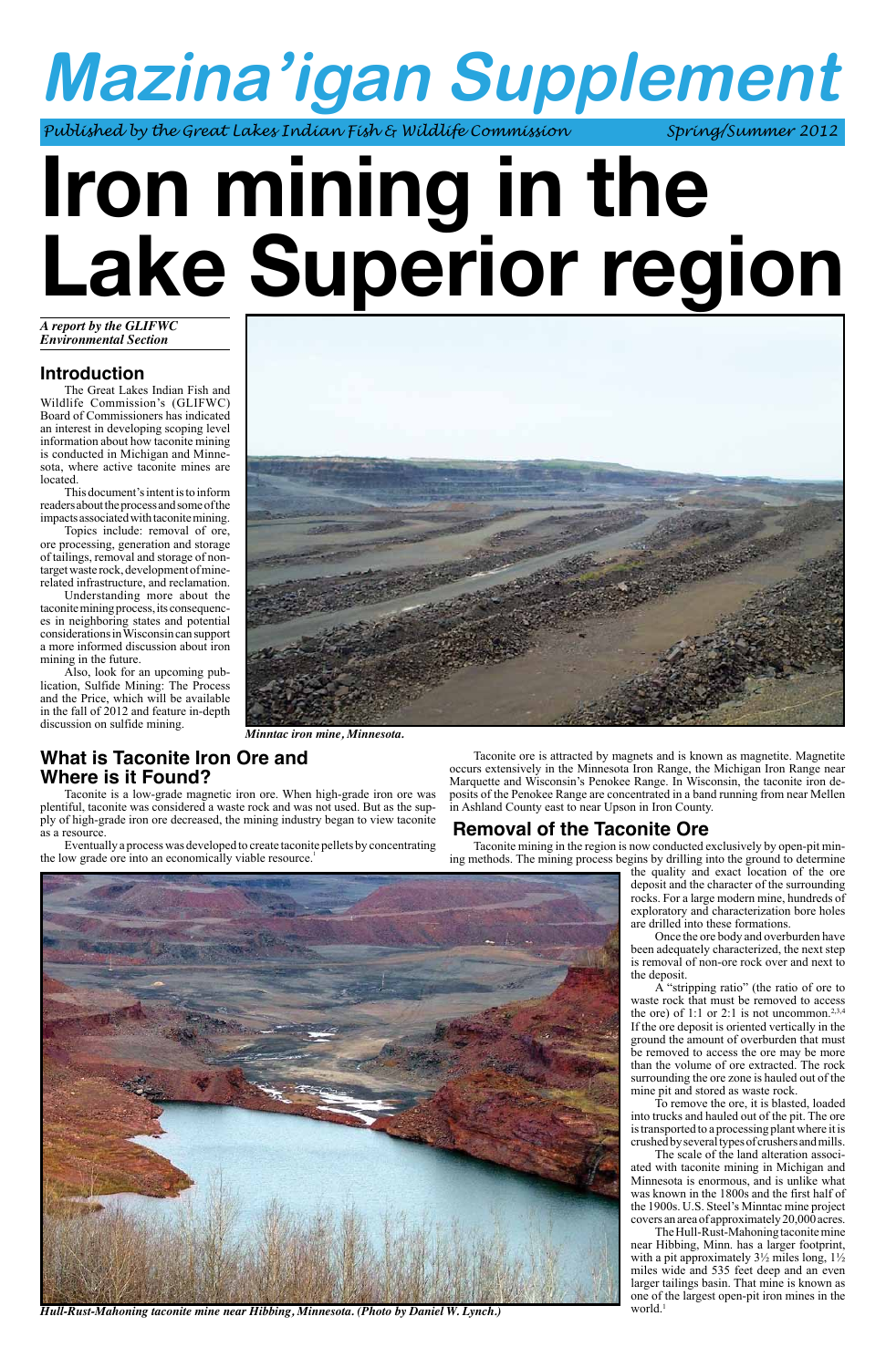# Mazina'igan Supplement

*Published by the Great Lakes Indian Fish & Wildlife Commission* *Spring/Summer 2012*

# Iron mining in the Lake Superior region

***A report by the GLIFWC Environmental Section***

## Introduction

The Great Lakes Indian Fish and Wildlife Commission's (GLIFWC) Board of Commissioners has indicated an interest in developing scoping level information about how taconite mining is conducted in Michigan and Minnesota, where active taconite mines are located.

This document's intent is to inform readers about the process and some of the impacts associated with taconite mining.

Topics include: removal of ore, ore processing, generation and storage of tailings, removal and storage of non-target waste rock, development of mine-related infrastructure, and reclamation.

Understanding more about the taconite mining process, its consequences in neighboring states and potential considerations in Wisconsin can support a more informed discussion about iron mining in the future.

Also, look for an upcoming publication, Sulfide Mining: The Process and the Price, which will be available in the fall of 2012 and feature in-depth discussion on sulfide mining.

***Minntac iron mine, Minnesota.***

## What is Taconite Iron Ore and Where is it Found?

Taconite is a low-grade magnetic iron ore. When high-grade iron ore was plentiful, taconite was considered a waste rock and was not used. But as the supply of high-grade iron ore decreased, the mining industry began to view taconite as a resource.

Eventually a process was developed to create taconite pellets by concentrating the low grade ore into an economically viable resource.[1]

Taconite ore is attracted by magnets and is known as magnetite. Magnetite occurs extensively in the Minnesota Iron Range, the Michigan Iron Range near Marquette and Wisconsin's Penokee Range. In Wisconsin, the taconite iron deposits of the Penokee Range are concentrated in a band running from near Mellen in Ashland County east to near Upson in Iron County.

## Removal of the Taconite Ore

Taconite mining in the region is now conducted exclusively by open-pit mining methods. The mining process begins by drilling into the ground to determine the quality and exact location of the ore deposit and the character of the surrounding rocks. For a large modern mine, hundreds of exploratory and characterization bore holes are drilled into these formations.

Once the ore body and overburden have been adequately characterized, the next step is removal of non-ore rock over and next to the deposit.

A "stripping ratio" (the ratio of ore to waste rock that must be removed to access the ore) of 1:1 or 2:1 is not uncommon.[2,3,4] If the ore deposit is oriented vertically in the ground the amount of overburden that must be removed to access the ore may be more than the volume of ore extracted. The rock surrounding the ore zone is hauled out of the mine pit and stored as waste rock.

To remove the ore, it is blasted, loaded into trucks and hauled out of the pit. The ore is transported to a processing plant where it is crushed by several types of crushers and mills.

The scale of the land alteration associated with taconite mining in Michigan and Minnesota is enormous, and is unlike what was known in the 1800s and the first half of the 1900s. U.S. Steel's Minntac mine project covers an area of approximately 20,000 acres.

The Hull-Rust-Mahoning taconite mine near Hibbing, Minn. has a larger footprint, with a pit approximately 3½ miles long, 1½ miles wide and 535 feet deep and an even larger tailings basin. That mine is known as one of the largest open-pit iron mines in the world.[1]

***Hull-Rust-Mahoning taconite mine near Hibbing, Minnesota. (Photo by Daniel W. Lynch.)***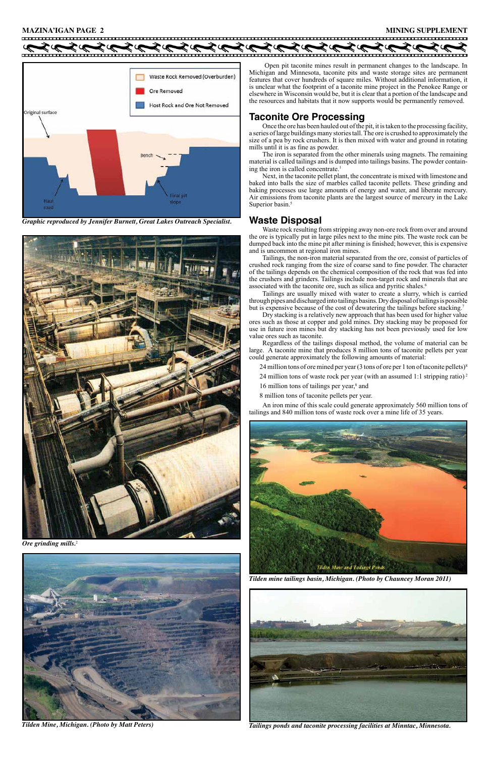Graphic reproduced by Jennifer Burnett, Great Lakes Outreach Specialist.

*Ore grinding mills.*[2]

*Tilden Mine, Michigan. (Photo by Matt Peters)*

Open pit taconite mines result in permanent changes to the landscape. In Michigan and Minnesota, taconite pits and waste storage sites are permanent features that cover hundreds of square miles. Without additional information, it is unclear what the footprint of a taconite mine project in the Penokee Range or elsewhere in Wisconsin would be, but it is clear that a portion of the landscape and the resources and habitats that it now supports would be permanently removed.

## Taconite Ore Processing

Once the ore has been hauled out of the pit, it is taken to the processing facility, a series of large buildings many stories tall. The ore is crushed to approximately the size of a pea by rock crushers. It is then mixed with water and ground in rotating mills until it is as fine as powder.

The iron is separated from the other minerals using magnets. The remaining material is called tailings and is dumped into tailings basins. The powder containing the iron is called concentrate.[1]

Next, in the taconite pellet plant, the concentrate is mixed with limestone and baked into balls the size of marbles called taconite pellets. These grinding and baking processes use large amounts of energy and water, and liberate mercury. Air emissions from taconite plants are the largest source of mercury in the Lake Superior basin.[5]

## Waste Disposal

Waste rock resulting from stripping away non-ore rock from over and around the ore is typically put in large piles next to the mine pits. The waste rock can be dumped back into the mine pit after mining is finished; however, this is expensive and is uncommon at regional iron mines.

Tailings, the non-iron material separated from the ore, consist of particles of crushed rock ranging from the size of coarse sand to fine powder. The character of the tailings depends on the chemical composition of the rock that was fed into the crushers and grinders. Tailings include non-target rock and minerals that are associated with the taconite ore, such as silica and pyritic shales.[6]

Tailings are usually mixed with water to create a slurry, which is carried through pipes and discharged into tailings basins. Dry disposal of tailings is possible but is expensive because of the cost of dewatering the tailings before stacking.[7]

Dry stacking is a relatively new approach that has been used for higher value ores such as those at copper and gold mines. Dry stacking may be proposed for use in future iron mines but dry stacking has not been previously used for low value ores such as taconite.

Regardless of the tailings disposal method, the volume of material can be large. A taconite mine that produces 8 million tons of taconite pellets per year could generate approximately the following amounts of material:

24 million tons of ore mined per year (3 tons of ore per 1 ton of taconite pellets)[8]

24 million tons of waste rock per year (with an assumed 1:1 stripping ratio)[2]

16 million tons of tailings per year,[8] and

8 million tons of taconite pellets per year.

An iron mine of this scale could generate approximately 560 million tons of tailings and 840 million tons of waste rock over a mine life of 35 years.

*Tilden mine tailings basin, Michigan. (Photo by Chauncey Moran 2011)*

*Tailings ponds and taconite processing facilities at Minntac, Minnesota.*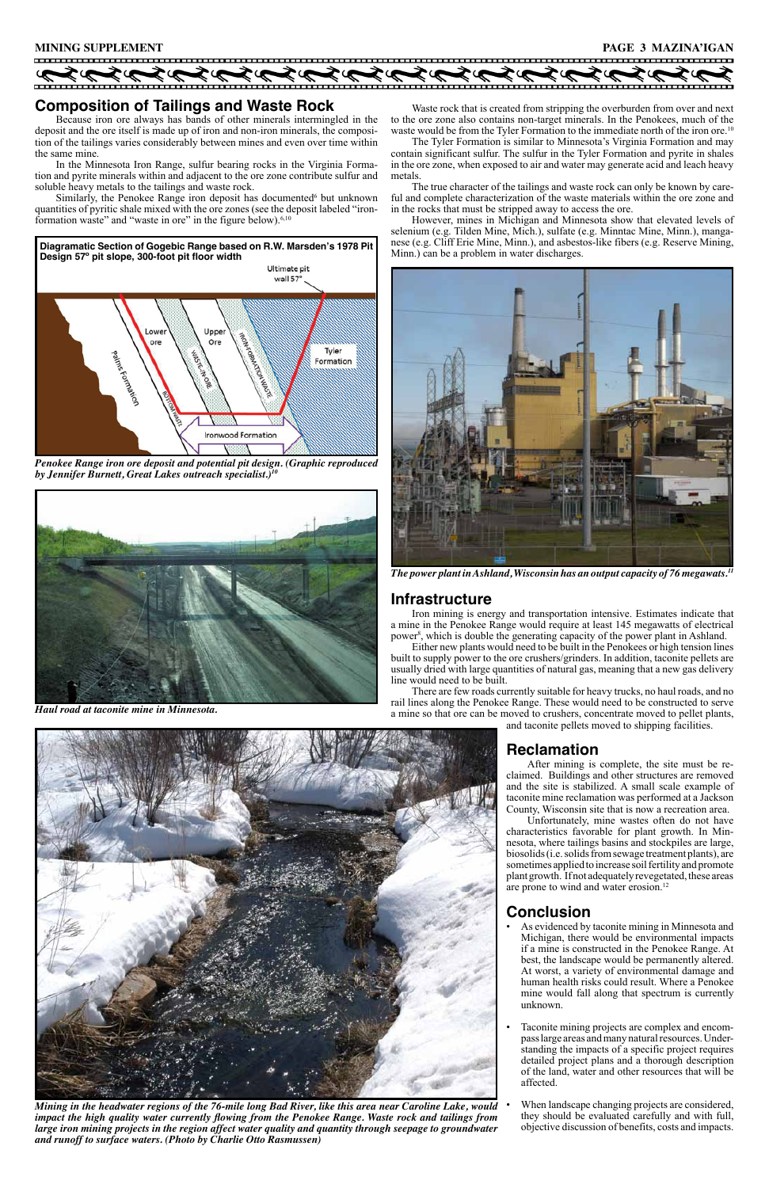## Composition of Tailings and Waste Rock

Because iron ore always has bands of other minerals intermingled in the deposit and the ore itself is made up of iron and non-iron minerals, the composition of the tailings varies considerably between mines and even over time within the same mine.

In the Minnesota Iron Range, sulfur bearing rocks in the Virginia Formation and pyrite minerals within and adjacent to the ore zone contribute sulfur and soluble heavy metals to the tailings and waste rock.

Similarly, the Penokee Range iron deposit has documented[6] but unknown quantities of pyritic shale mixed with the ore zones (see the deposit labeled "iron-formation waste" and "waste in ore" in the figure below).[6,10]

**Diagramatic Section of Gogebic Range based on R.W. Marsden's 1978 Pit Design 57° pit slope, 300-foot pit floor width**

*Penokee Range iron ore deposit and potential pit design. (Graphic reproduced by Jennifer Burnett, Great Lakes outreach specialist.)[10]*

*Haul road at taconite mine in Minnesota.*

*Mining in the headwater regions of the 76-mile long Bad River, like this area near Caroline Lake, would impact the high quality water currently flowing from the Penokee Range. Waste rock and tailings from large iron mining projects in the region affect water quality and quantity through seepage to groundwater and runoff to surface waters. (Photo by Charlie Otto Rasmussen)*

Waste rock that is created from stripping the overburden from over and next to the ore zone also contains non-target minerals. In the Penokees, much of the waste would be from the Tyler Formation to the immediate north of the iron ore.[10]

The Tyler Formation is similar to Minnesota's Virginia Formation and may contain significant sulfur. The sulfur in the Tyler Formation and pyrite in shales in the ore zone, when exposed to air and water may generate acid and leach heavy metals.

The true character of the tailings and waste rock can only be known by careful and complete characterization of the waste materials within the ore zone and in the rocks that must be stripped away to access the ore.

However, mines in Michigan and Minnesota show that elevated levels of selenium (e.g. Tilden Mine, Mich.), sulfate (e.g. Minntac Mine, Minn.), manganese (e.g. Cliff Erie Mine, Minn.), and asbestos-like fibers (e.g. Reserve Mining, Minn.) can be a problem in water discharges.

*The power plant in Ashland, Wisconsin has an output capacity of 76 megawatts.[11]*

## Infrastructure

Iron mining is energy and transportation intensive. Estimates indicate that a mine in the Penokee Range would require at least 145 megawatts of electrical power[8], which is double the generating capacity of the power plant in Ashland.

Either new plants would need to be built in the Penokees or high tension lines built to supply power to the ore crushers/grinders. In addition, taconite pellets are usually dried with large quantities of natural gas, meaning that a new gas delivery line would need to be built.

There are few roads currently suitable for heavy trucks, no haul roads, and no rail lines along the Penokee Range. These would need to be constructed to serve a mine so that ore can be moved to crushers, concentrate moved to pellet plants, and taconite pellets moved to shipping facilities.

## Reclamation

After mining is complete, the site must be reclaimed. Buildings and other structures are removed and the site is stabilized. A small scale example of taconite mine reclamation was performed at a Jackson County, Wisconsin site that is now a recreation area.

Unfortunately, mine wastes often do not have characteristics favorable for plant growth. In Minnesota, where tailings basins and stockpiles are large, biosolids (i.e. solids from sewage treatment plants), are sometimes applied to increase soil fertility and promote plant growth. If not adequately revegetated, these areas are prone to wind and water erosion.[12]

## Conclusion

- As evidenced by taconite mining in Minnesota and Michigan, there would be environmental impacts if a mine is constructed in the Penokee Range. At best, the landscape would be permanently altered. At worst, a variety of environmental damage and human health risks could result. Where a Penokee mine would fall along that spectrum is currently unknown.
- Taconite mining projects are complex and encompass large areas and many natural resources. Understanding the impacts of a specific project requires detailed project plans and a thorough description of the land, water and other resources that will be affected.
- When landscape changing projects are considered, they should be evaluated carefully and with full, objective discussion of benefits, costs and impacts.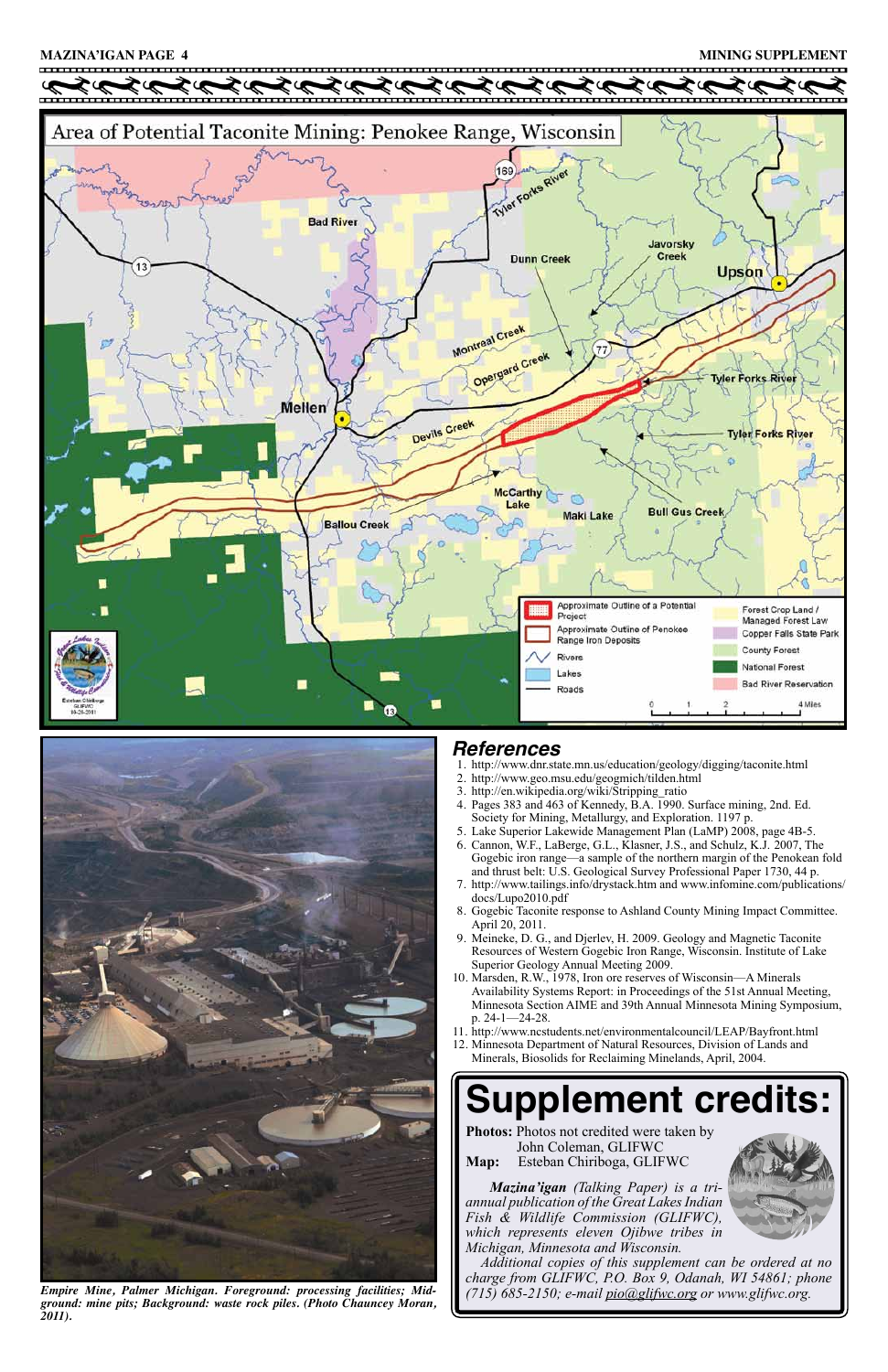## Area of Potential Taconite Mining: Penokee Range, Wisconsin

Bad River
Tyler Forks River
Dunn Creek
Javorsky Creek
Upson
Montreal Creek
Opergard Creek
Tyler Forks River
Mellen
Devils Creek
Tyler Forks River
McCarthy Lake
Maki Lake
Bull Gus Creek
Ballou Creek

Approximate Outline of a Potential Project
Approximate Outline of Penokee Range Iron Deposits
Rivers
Lakes
Roads
Forest Crop Land / Managed Forest Law
Copper Falls State Park
County Forest
National Forest
Bad River Reservation
0 1 2 4 Miles

Esteban Chiriboga GLIFWC 09-26-2011

*Empire Mine, Palmer Michigan. Foreground: processing facilities; Mid-ground: mine pits; Background: waste rock piles. (Photo Chauncey Moran, 2011).*

## References

1. http://www.dnr.state.mn.us/education/geology/digging/taconite.html
2. http://www.geo.msu.edu/geogmich/tilden.html
3. http://en.wikipedia.org/wiki/Stripping_ratio
4. Pages 383 and 463 of Kennedy, B.A. 1990. Surface mining, 2nd. Ed. Society for Mining, Metallurgy, and Exploration. 1197 p.
5. Lake Superior Lakewide Management Plan (LaMP) 2008, page 4B-5.
6. Cannon, W.F., LaBerge, G.L., Klasner, J.S., and Schulz, K.J. 2007, The Gogebic iron range—a sample of the northern margin of the Penokean fold and thrust belt: U.S. Geological Survey Professional Paper 1730, 44 p.
7. http://www.tailings.info/drystack.htm and www.infomine.com/publications/docs/Lupo2010.pdf
8. Gogebic Taconite response to Ashland County Mining Impact Committee. April 20, 2011.
9. Meineke, D. G., and Djerlev, H. 2009. Geology and Magnetic Taconite Resources of Western Gogebic Iron Range, Wisconsin. Institute of Lake Superior Geology Annual Meeting 2009.
10. Marsden, R.W., 1978, Iron ore reserves of Wisconsin—A Minerals Availability Systems Report: in Proceedings of the 51st Annual Meeting, Minnesota Section AIME and 39th Annual Minnesota Mining Symposium, p. 24-1—24-28.
11. http://www.ncstudents.net/environmentalcouncil/LEAP/Bayfront.html
12. Minnesota Department of Natural Resources, Division of Lands and Minerals, Biosolids for Reclaiming Minelands, April, 2004.

# Supplement credits:

**Photos:** Photos not credited were taken by John Coleman, GLIFWC
**Map:** Esteban Chiriboga, GLIFWC

***Mazina'igan*** *(Talking Paper) is a tri-annual publication of the Great Lakes Indian Fish & Wildlife Commission (GLIFWC), which represents eleven Ojibwe tribes in Michigan, Minnesota and Wisconsin.*

*Additional copies of this supplement can be ordered at no charge from GLIFWC, P.O. Box 9, Odanah, WI 54861; phone (715) 685-2150; e-mail pio@glifwc.org or www.glifwc.org.*